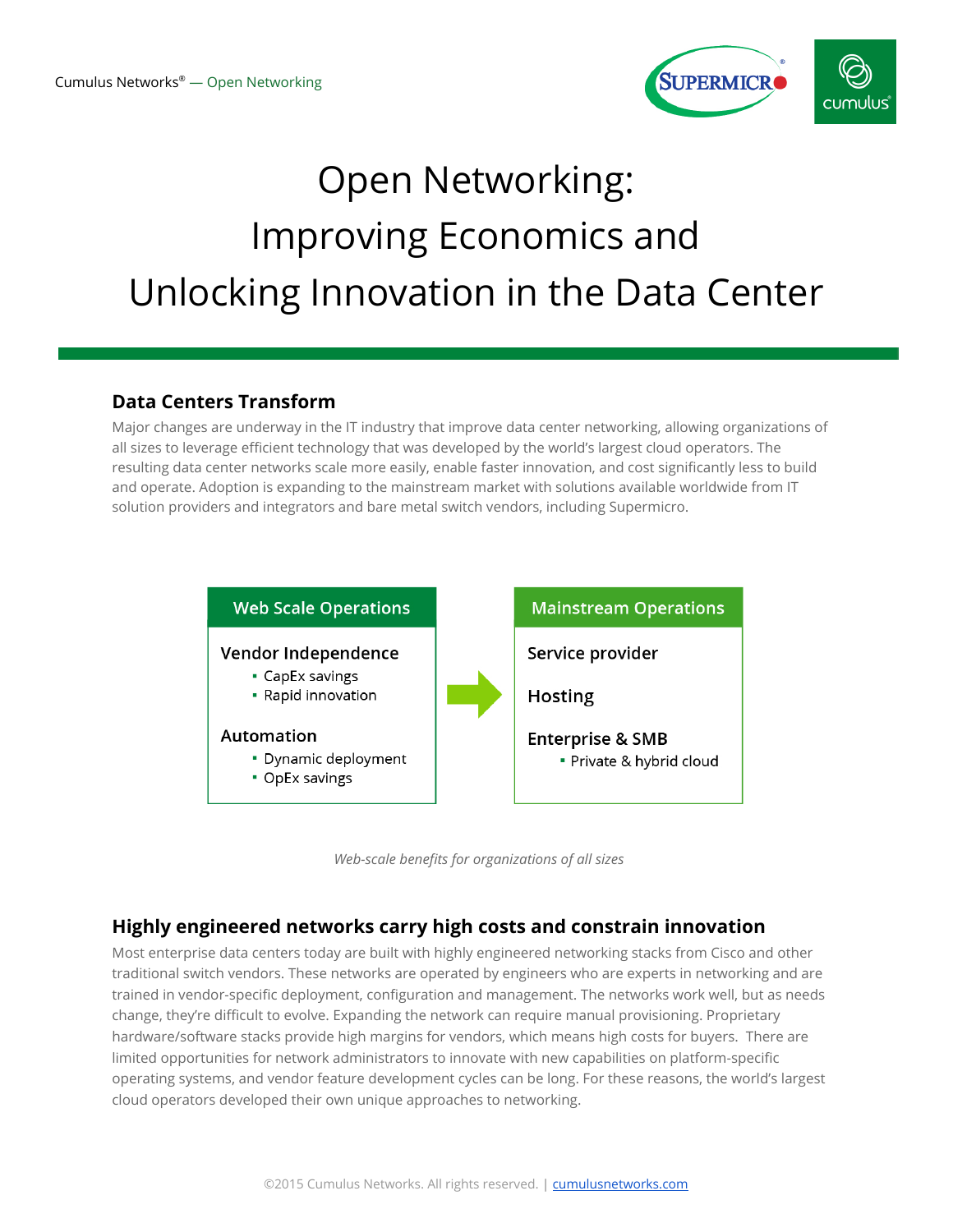# Open Networking: Improving Economics and Unlocking Innovation in the Data Center

## Data Centers Transform

Major changes are underway in the IT industry that improve data center networking, allowing organizations of all sizes to leverage efficient technology that was developed by the world's largest cloud operators. The resulting data center networks scale more easily, enable faster innovation, and cost significantly less to build and operate. Adoption is expanding to the mainstream market with solutions available worldwide from IT solution providers and integrators and bare metal switch vendors, including Supermicro.

| Web Scale Operations | | Mainstream Operations |
|---|---|---|
| **Vendor Independence**<br>▪ CapEx savings<br>▪ Rapid innovation<br><br>**Automation**<br>▪ Dynamic deployment<br>▪ OpEx savings | ➡ | **Service provider**<br><br>**Hosting**<br><br>**Enterprise & SMB**<br>▪ Private & hybrid cloud |

*Web-scale benefits for organizations of all sizes*

## Highly engineered networks carry high costs and constrain innovation

Most enterprise data centers today are built with highly engineered networking stacks from Cisco and other traditional switch vendors. These networks are operated by engineers who are experts in networking and are trained in vendor-specific deployment, configuration and management. The networks work well, but as needs change, they're difficult to evolve. Expanding the network can require manual provisioning. Proprietary hardware/software stacks provide high margins for vendors, which means high costs for buyers. There are limited opportunities for network administrators to innovate with new capabilities on platform-specific operating systems, and vendor feature development cycles can be long. For these reasons, the world's largest cloud operators developed their own unique approaches to networking.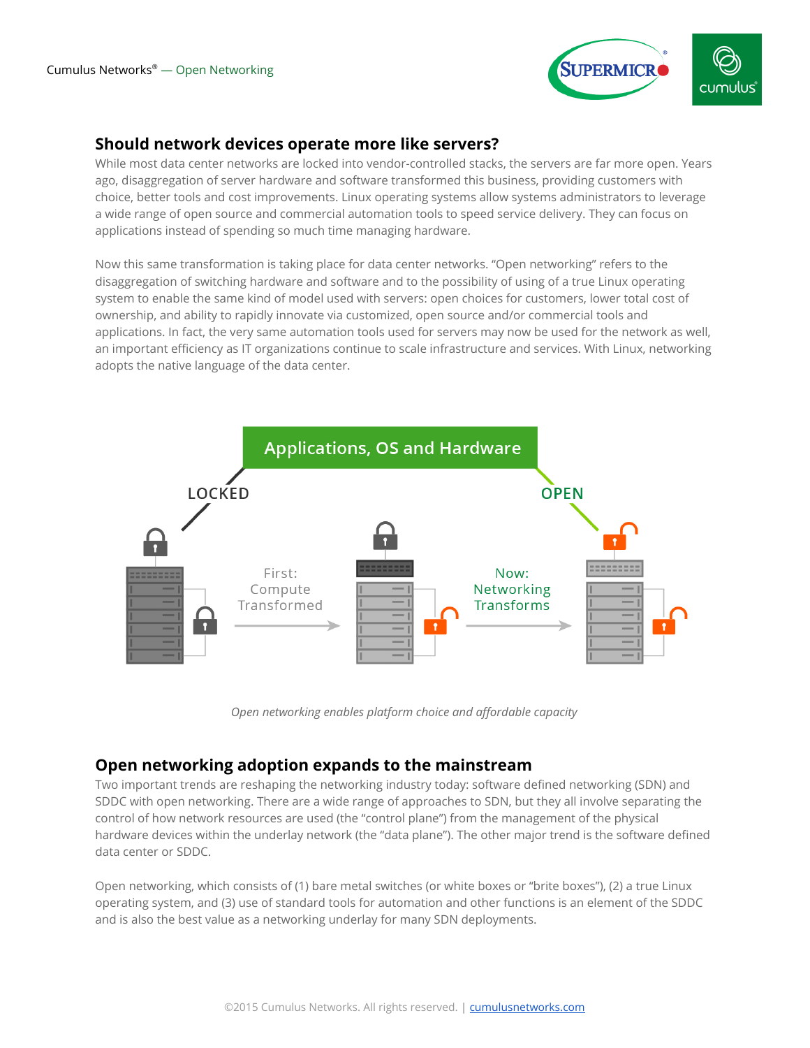## Should network devices operate more like servers?

While most data center networks are locked into vendor-controlled stacks, the servers are far more open. Years ago, disaggregation of server hardware and software transformed this business, providing customers with choice, better tools and cost improvements. Linux operating systems allow systems administrators to leverage a wide range of open source and commercial automation tools to speed service delivery. They can focus on applications instead of spending so much time managing hardware.

Now this same transformation is taking place for data center networks. "Open networking" refers to the disaggregation of switching hardware and software and to the possibility of using of a true Linux operating system to enable the same kind of model used with servers: open choices for customers, lower total cost of ownership, and ability to rapidly innovate via customized, open source and/or commercial tools and applications. In fact, the very same automation tools used for servers may now be used for the network as well, an important efficiency as IT organizations continue to scale infrastructure and services. With Linux, networking adopts the native language of the data center.

Applications, OS and Hardware

LOCKED | OPEN

First: Compute Transformed → Now: Networking Transforms

*Open networking enables platform choice and affordable capacity*

## Open networking adoption expands to the mainstream

Two important trends are reshaping the networking industry today: software defined networking (SDN) and SDDC with open networking. There are a wide range of approaches to SDN, but they all involve separating the control of how network resources are used (the "control plane") from the management of the physical hardware devices within the underlay network (the "data plane"). The other major trend is the software defined data center or SDDC.

Open networking, which consists of (1) bare metal switches (or white boxes or "brite boxes"), (2) a true Linux operating system, and (3) use of standard tools for automation and other functions is an element of the SDDC and is also the best value as a networking underlay for many SDN deployments.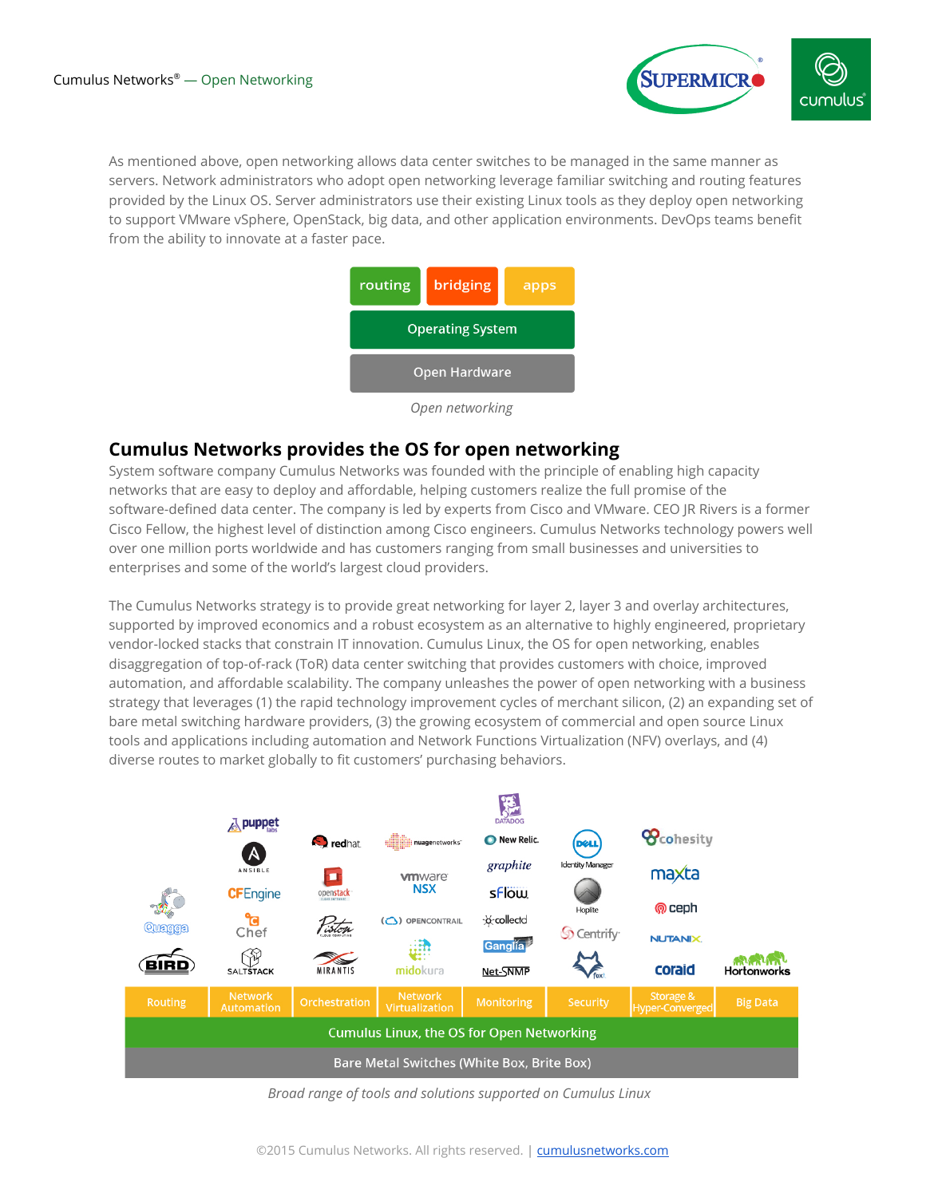As mentioned above, open networking allows data center switches to be managed in the same manner as servers. Network administrators who adopt open networking leverage familiar switching and routing features provided by the Linux OS. Server administrators use their existing Linux tools as they deploy open networking to support VMware vSphere, OpenStack, big data, and other application environments. DevOps teams benefit from the ability to innovate at a faster pace.

| routing | bridging | apps |
|---|---|---|
| Operating System | | |
| Open Hardware | | |

*Open networking*

## Cumulus Networks provides the OS for open networking

System software company Cumulus Networks was founded with the principle of enabling high capacity networks that are easy to deploy and affordable, helping customers realize the full promise of the software-defined data center. The company is led by experts from Cisco and VMware. CEO JR Rivers is a former Cisco Fellow, the highest level of distinction among Cisco engineers. Cumulus Networks technology powers well over one million ports worldwide and has customers ranging from small businesses and universities to enterprises and some of the world's largest cloud providers.

The Cumulus Networks strategy is to provide great networking for layer 2, layer 3 and overlay architectures, supported by improved economics and a robust ecosystem as an alternative to highly engineered, proprietary vendor-locked stacks that constrain IT innovation. Cumulus Linux, the OS for open networking, enables disaggregation of top-of-rack (ToR) data center switching that provides customers with choice, improved automation, and affordable scalability. The company unleashes the power of open networking with a business strategy that leverages (1) the rapid technology improvement cycles of merchant silicon, (2) an expanding set of bare metal switching hardware providers, (3) the growing ecosystem of commercial and open source Linux tools and applications including automation and Network Functions Virtualization (NFV) overlays, and (4) diverse routes to market globally to fit customers' purchasing behaviors.

| Routing | Network Automation | Orchestration | Network Virtualization | Monitoring | Security | Storage & Hyper-Converged | Big Data |
|---|---|---|---|---|---|---|---|
| Quagga, BIRD | puppet labs, ANSIBLE, CFEngine, Chef, SALTSTACK | redhat, openstack, Piston, MIRANTIS | nuagenetworks, vmware NSX, OPENCONTRAIL, midokura | DATADOG, New Relic, graphite, sFlow, collectd, Ganglia, Net-SNMP | DELL Identity Manager, Hoplite, Centrify, fox | cohesity, maxta, ceph, NUTANIX, coraid | Hortonworks |
| Cumulus Linux, the OS for Open Networking | | | | | | | |
| Bare Metal Switches (White Box, Brite Box) | | | | | | | |

*Broad range of tools and solutions supported on Cumulus Linux*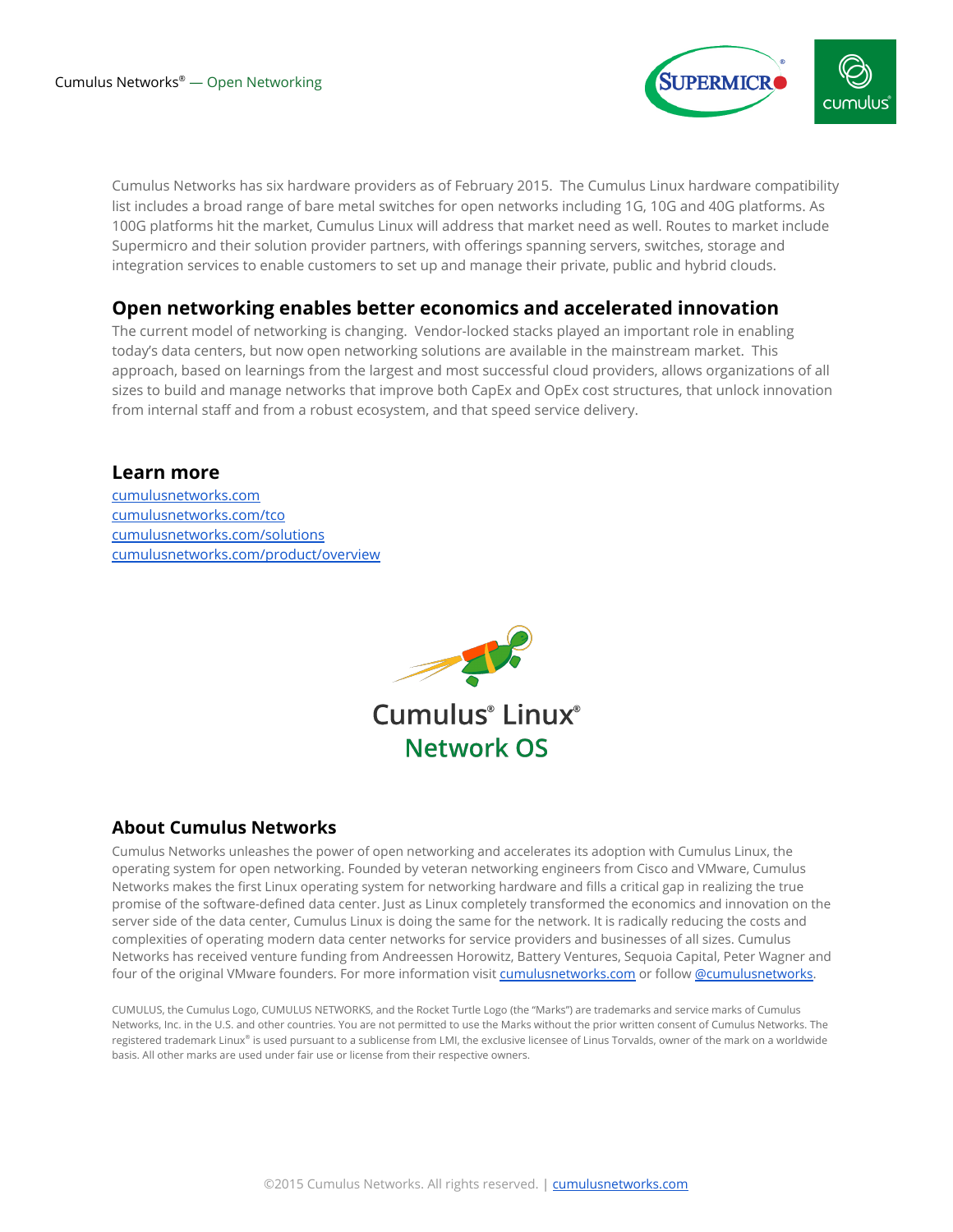Cumulus Networks has six hardware providers as of February 2015. The Cumulus Linux hardware compatibility list includes a broad range of bare metal switches for open networks including 1G, 10G and 40G platforms. As 100G platforms hit the market, Cumulus Linux will address that market need as well. Routes to market include Supermicro and their solution provider partners, with offerings spanning servers, switches, storage and integration services to enable customers to set up and manage their private, public and hybrid clouds.

## Open networking enables better economics and accelerated innovation

The current model of networking is changing. Vendor-locked stacks played an important role in enabling today's data centers, but now open networking solutions are available in the mainstream market. This approach, based on learnings from the largest and most successful cloud providers, allows organizations of all sizes to build and manage networks that improve both CapEx and OpEx cost structures, that unlock innovation from internal staff and from a robust ecosystem, and that speed service delivery.

## Learn more

cumulusnetworks.com
cumulusnetworks.com/tco
cumulusnetworks.com/solutions
cumulusnetworks.com/product/overview

Cumulus® Linux®
Network OS

## About Cumulus Networks

Cumulus Networks unleashes the power of open networking and accelerates its adoption with Cumulus Linux, the operating system for open networking. Founded by veteran networking engineers from Cisco and VMware, Cumulus Networks makes the first Linux operating system for networking hardware and fills a critical gap in realizing the true promise of the software-defined data center. Just as Linux completely transformed the economics and innovation on the server side of the data center, Cumulus Linux is doing the same for the network. It is radically reducing the costs and complexities of operating modern data center networks for service providers and businesses of all sizes. Cumulus Networks has received venture funding from Andreessen Horowitz, Battery Ventures, Sequoia Capital, Peter Wagner and four of the original VMware founders. For more information visit cumulusnetworks.com or follow @cumulusnetworks.

CUMULUS, the Cumulus Logo, CUMULUS NETWORKS, and the Rocket Turtle Logo (the "Marks") are trademarks and service marks of Cumulus Networks, Inc. in the U.S. and other countries. You are not permitted to use the Marks without the prior written consent of Cumulus Networks. The registered trademark Linux® is used pursuant to a sublicense from LMI, the exclusive licensee of Linus Torvalds, owner of the mark on a worldwide basis. All other marks are used under fair use or license from their respective owners.